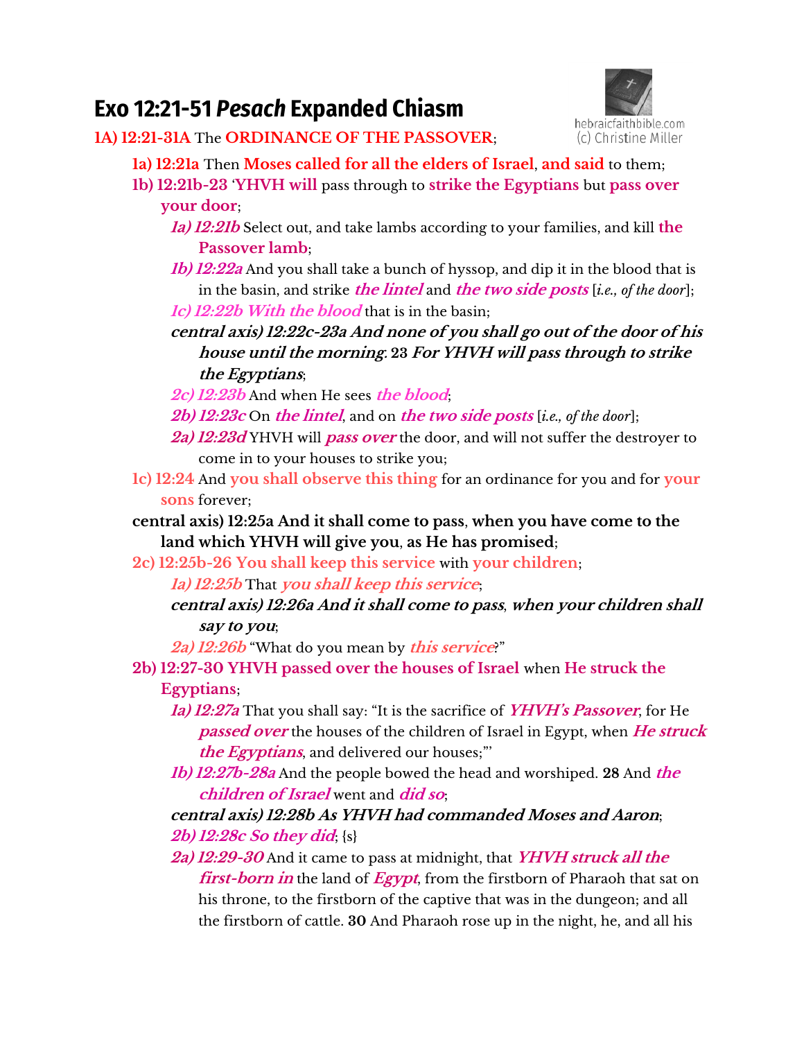# Exo 12:21-51 *Pesach* Expanded Chiasm

hebraicfaithbible.com
(c) Christine Miller

**1A) 12:21-31A** The **ORDINANCE OF THE PASSOVER**;

- **1a) 12:21a** Then **Moses called for all the elders of Israel**, **and said** to them;
- **1b) 12:21b-23** '**YHVH will** pass through to **strike the Egyptians** but **pass over your door**;
  - ***1a) 12:21b*** Select out, and take lambs according to your families, and kill **the Passover lamb**;
  - ***1b) 12:22a*** And you shall take a bunch of hyssop, and dip it in the blood that is in the basin, and strike ***the lintel*** and ***the two side posts*** [*i.e., of the door*];
  - ***1c) 12:22b With the blood*** that is in the basin;
  - ***central axis) 12:22c-23a And none of you shall go out of the door of his house until the morning*. 23 *For YHVH will pass through to strike the Egyptians***;
  - ***2c) 12:23b*** And when He sees ***the blood***;
  - ***2b) 12:23c*** On ***the lintel***, and on ***the two side posts*** [*i.e., of the door*];
  - ***2a) 12:23d*** YHVH will ***pass over*** the door, and will not suffer the destroyer to come in to your houses to strike you;
- **1c) 12:24** And **you shall observe this thing** for an ordinance for you and for **your sons** forever;
- **central axis) 12:25a And it shall come to pass, when you have come to the land which YHVH will give you, as He has promised**;
- **2c) 12:25b-26 You shall keep this service** with **your children**;
  - ***1a) 12:25b*** That ***you shall keep this service***;
  - ***central axis) 12:26a And it shall come to pass, when your children shall say to you***;
  - ***2a) 12:26b*** "What do you mean by ***this service***?"
- **2b) 12:27-30 YHVH passed over the houses of Israel** when **He struck the Egyptians**;
  - ***1a) 12:27a*** That you shall say: "It is the sacrifice of ***YHVH's Passover***, for He ***passed over*** the houses of the children of Israel in Egypt, when ***He struck the Egyptians***, and delivered our houses;"'
  - ***1b) 12:27b-28a*** And the people bowed the head and worshiped. **28** And ***the children of Israel*** went and ***did so***;
  - ***central axis) 12:28b As YHVH had commanded Moses and Aaron***;
  - ***2b) 12:28c So they did***; {s}
  - ***2a) 12:29-30*** And it came to pass at midnight, that ***YHVH struck all the first-born in*** the land of ***Egypt***, from the firstborn of Pharaoh that sat on his throne, to the firstborn of the captive that was in the dungeon; and all the firstborn of cattle. **30** And Pharaoh rose up in the night, he, and all his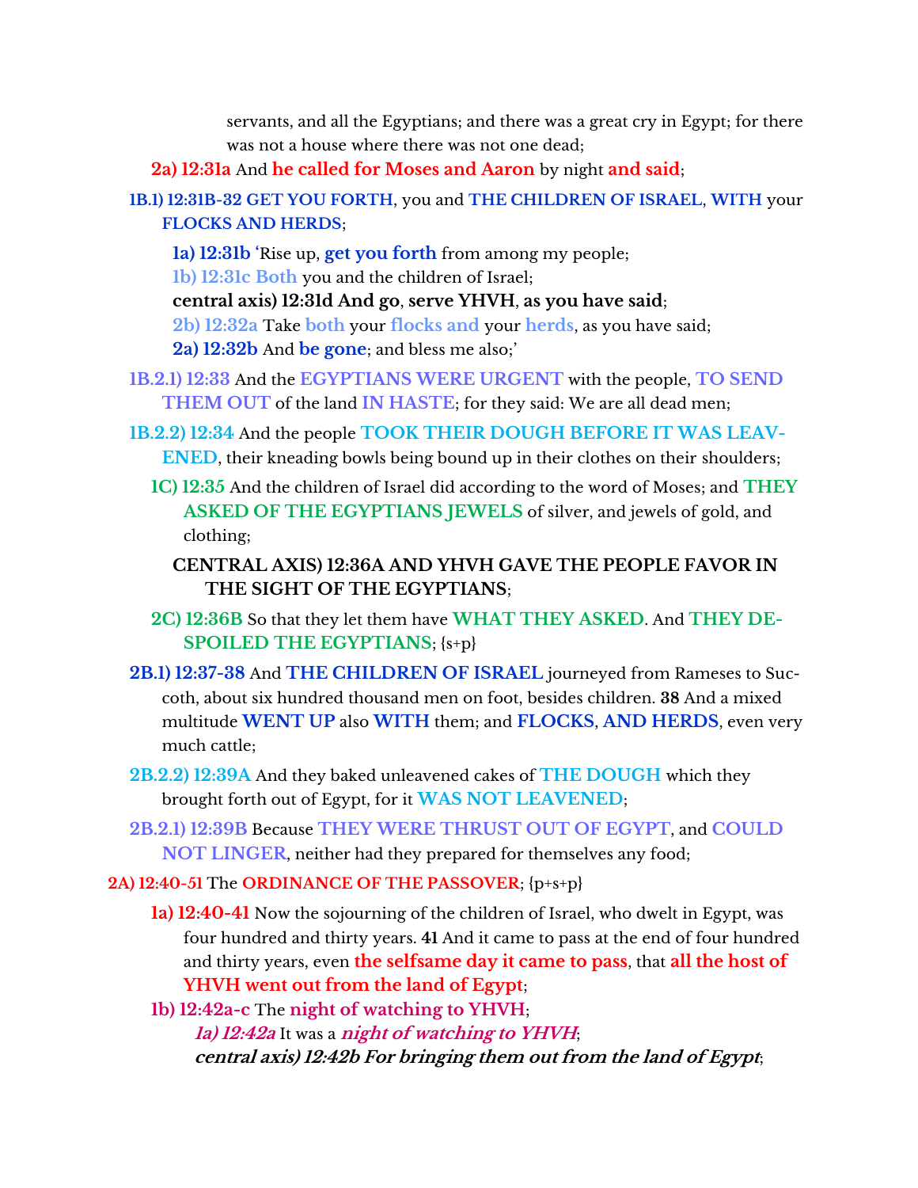servants, and all the Egyptians; and there was a great cry in Egypt; for there was not a house where there was not one dead;

**2a) 12:31a** And **he called for Moses and Aaron** by night **and said**;

**1B.1) 12:31B-32 GET YOU FORTH**, you and **THE CHILDREN OF ISRAEL**, **WITH** your **FLOCKS AND HERDS**;

- **1a) 12:31b** ‘Rise up, **get you forth** from among my people;
- **1b) 12:31c Both** you and the children of Israel;
- **central axis) 12:31d And go**, **serve YHVH**, **as you have said**;
- **2b) 12:32a** Take **both** your **flocks and** your **herds**, as you have said;
- **2a) 12:32b** And **be gone**; and bless me also;’

**1B.2.1) 12:33** And the **EGYPTIANS WERE URGENT** with the people, **TO SEND THEM OUT** of the land **IN HASTE**; for they said: We are all dead men;

**1B.2.2) 12:34** And the people **TOOK THEIR DOUGH BEFORE IT WAS LEAVENED**, their kneading bowls being bound up in their clothes on their shoulders;

**1C) 12:35** And the children of Israel did according to the word of Moses; and **THEY ASKED OF THE EGYPTIANS JEWELS** of silver, and jewels of gold, and clothing;

**CENTRAL AXIS) 12:36A AND YHVH GAVE THE PEOPLE FAVOR IN THE SIGHT OF THE EGYPTIANS**;

**2C) 12:36B** So that they let them have **WHAT THEY ASKED**. And **THEY DESPOILED THE EGYPTIANS**; {s+p}

**2B.1) 12:37-38** And **THE CHILDREN OF ISRAEL** journeyed from Rameses to Succoth, about six hundred thousand men on foot, besides children. **38** And a mixed multitude **WENT UP** also **WITH** them; and **FLOCKS**, **AND HERDS**, even very much cattle;

**2B.2.2) 12:39A** And they baked unleavened cakes of **THE DOUGH** which they brought forth out of Egypt, for it **WAS NOT LEAVENED**;

**2B.2.1) 12:39B** Because **THEY WERE THRUST OUT OF EGYPT**, and **COULD NOT LINGER**, neither had they prepared for themselves any food;

**2A) 12:40-51** The **ORDINANCE OF THE PASSOVER**; {p+s+p}

**1a) 12:40-41** Now the sojourning of the children of Israel, who dwelt in Egypt, was four hundred and thirty years. **41** And it came to pass at the end of four hundred and thirty years, even **the selfsame day it came to pass**, that **all the host of YHVH went out from the land of Egypt**;

**1b) 12:42a-c** The **night of watching to YHVH**;

- ***1a) 12:42a*** *It was a* ***night of watching to YHVH****;*
- ***central axis) 12:42b For bringing them out from the land of Egypt****;*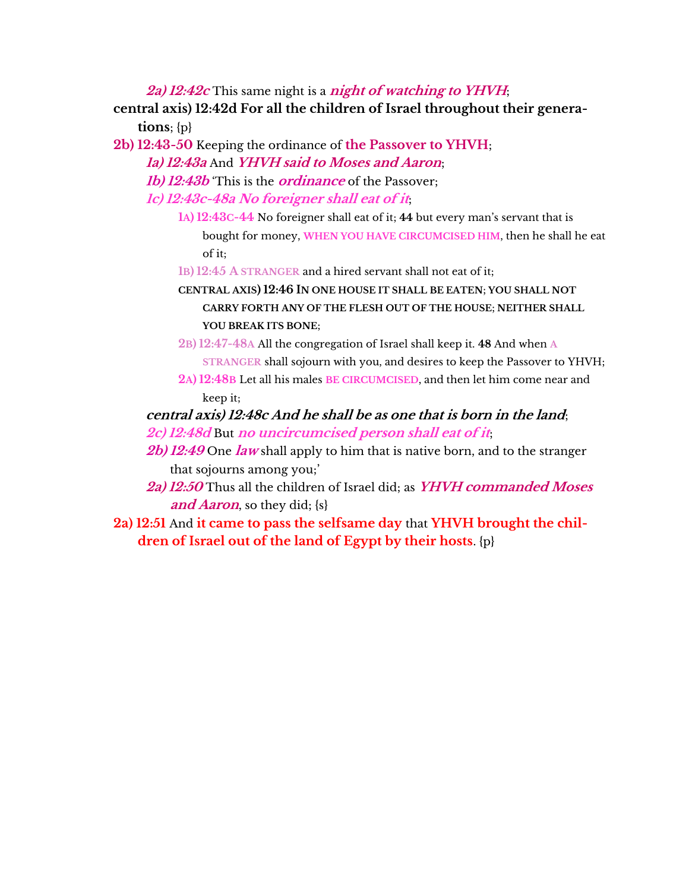*2a) 12:42c* This same night is a ***night of watching to YHVH***;

**central axis) 12:42d For all the children of Israel throughout their generations**; {p}

**2b) 12:43-50** Keeping the ordinance of **the Passover to YHVH**;

*1a) 12:43a* And ***YHVH said to Moses and Aaron***;

*1b) 12:43b* 'This is the ***ordinance*** of the Passover;

***1c) 12:43c-48a No foreigner shall eat of it***;

1A) 12:43C-44 No foreigner shall eat of it; **44** but every man's servant that is bought for money, WHEN YOU HAVE CIRCUMCISED HIM, then he shall he eat of it;

1B) 12:45 A STRANGER and a hired servant shall not eat of it;

**CENTRAL AXIS) 12:46 IN ONE HOUSE IT SHALL BE EATEN; YOU SHALL NOT CARRY FORTH ANY OF THE FLESH OUT OF THE HOUSE; NEITHER SHALL YOU BREAK ITS BONE;**

2B) 12:47-48A All the congregation of Israel shall keep it. **48** And when A STRANGER shall sojourn with you, and desires to keep the Passover to YHVH;

2A) 12:48B Let all his males BE CIRCUMCISED, and then let him come near and keep it;

***central axis) 12:48c And he shall be as one that is born in the land***;

*2c) 12:48d* But ***no uncircumcised person shall eat of it***;

*2b) 12:49* One ***law*** shall apply to him that is native born, and to the stranger that sojourns among you;'

*2a) 12:50* Thus all the children of Israel did; as ***YHVH commanded Moses and Aaron***, so they did; {s}

**2a) 12:51** And **it came to pass the selfsame day** that **YHVH brought the children of Israel out of the land of Egypt by their hosts**. {p}